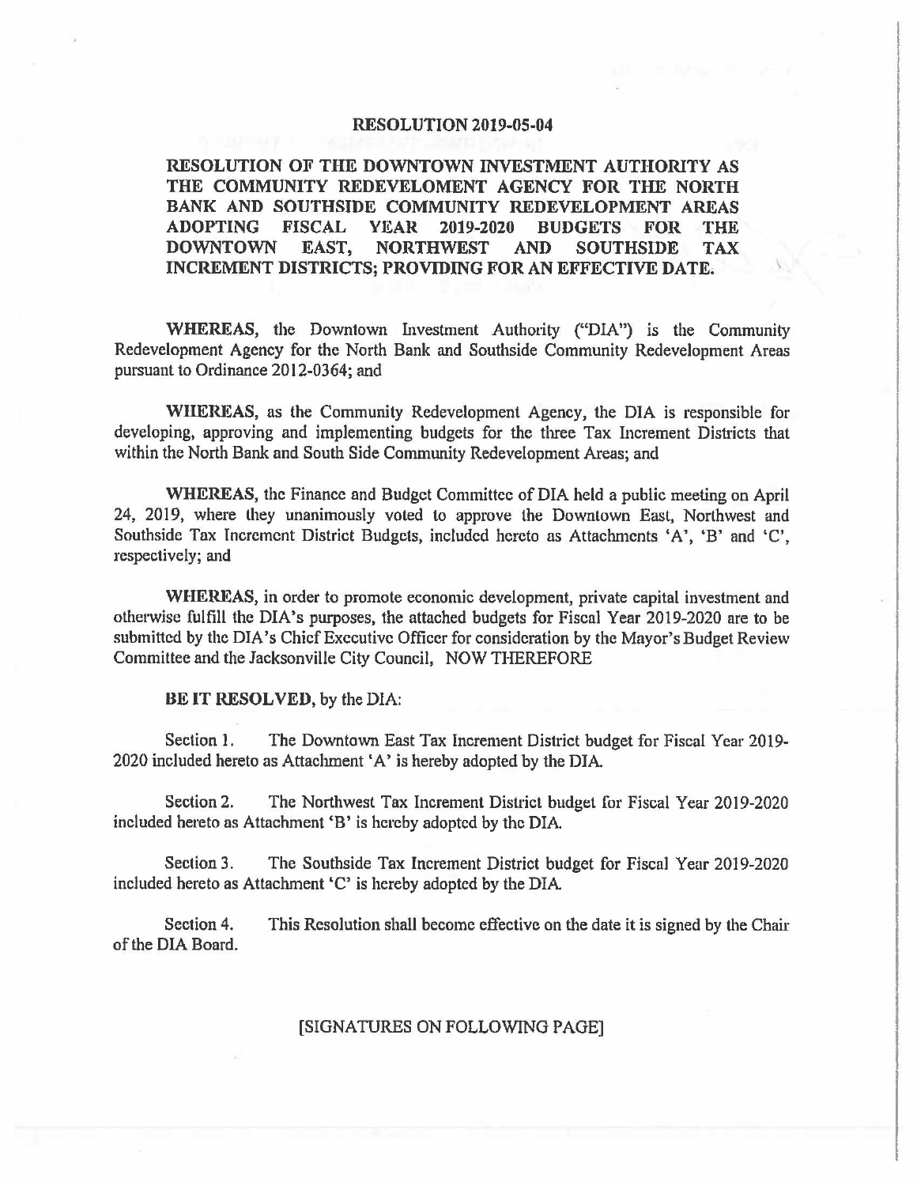# RESOLUTION 2019-05-04

## RESOLUTION OF THE DOWNTOWN INVESTMENT AUTHORITY AS THE COMMUNITY REDEVELOMENT AGENCY FOR THE NORTH BANK AND SOUTHSIDE COMMUNITY REDEVELOPMENT AREAS ADOPTING FISCAL YEAR 2019-2020 BUDGETS FOR THE DOWNTOWN EAST, NORTHWEST AND SOUTHSIDE TAX INCREMENT DISTRICTS; PROVIDING FOR AN EFFECTIVE DATE.

**WHEREAS,** the Downtown Investment Authority ("DIA") is the Community Redevelopment Agency for the North Bank and Southside Community Redevelopment Areas pursuant to Ordinance 2012-0364; and

**WHEREAS,** as the Community Redevelopment Agency, the DIA is responsible for developing, approving and implementing budgets for the three Tax Increment Districts that within the North Bank and South Side Community Redevelopment Areas; and

**WHEREAS,** the Finance and Budget Committee of DIA held a public meeting on April 24, 2019, where they unanimously voted to approve the Downtown East, Northwest and Southside Tax Increment District Budgets, included hereto as Attachments 'A', 'B' and 'C', respectively; and

**WHEREAS,** in order to promote economic development, private capital investment and otherwise fulfill the DIA's purposes, the attached budgets for Fiscal Year 2019-2020 are to be submitted by the DIA's Chief Executive Officer for consideration by the Mayor's Budget Review Committee and the Jacksonville City Council, NOW THEREFORE

**BE IT RESOLVED,** by the DIA:

Section 1. The Downtown East Tax Increment District budget for Fiscal Year 2019-2020 included hereto as Attachment 'A' is hereby adopted by the DIA.

Section 2. The Northwest Tax Increment District budget for Fiscal Year 2019-2020 included hereto as Attachment 'B' is hereby adopted by the DIA.

Section 3. The Southside Tax Increment District budget for Fiscal Year 2019-2020 included hereto as Attachment 'C' is hereby adopted by the DIA.

Section 4. This Resolution shall become effective on the date it is signed by the Chair of the DIA Board.

[SIGNATURES ON FOLLOWING PAGE]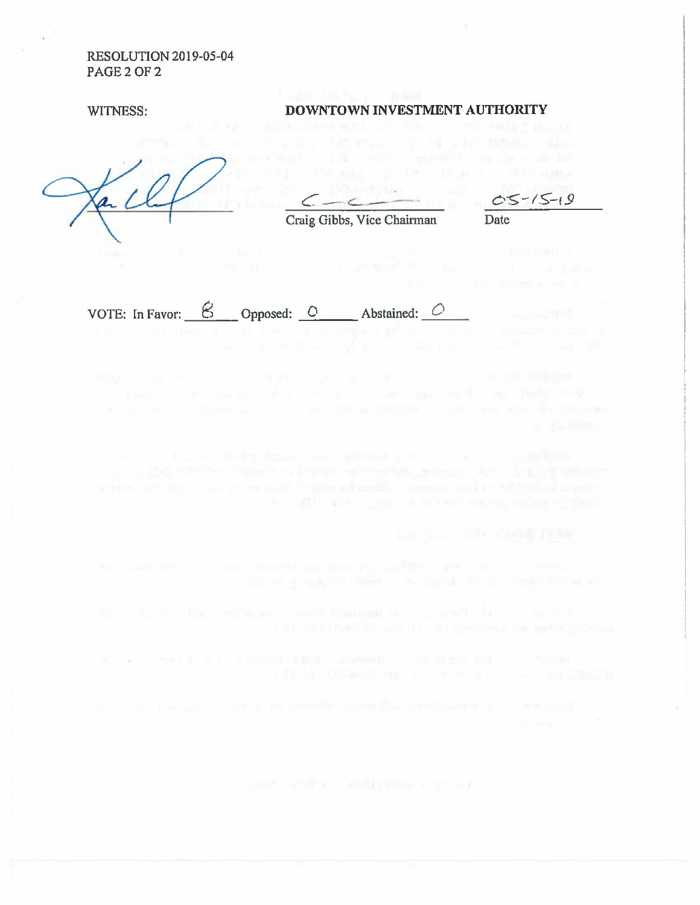RESOLUTION 2019-05-04

WITNESS: **DOWNTOWN INVESTMENT AUTHORITY**

Craig Gibbs, Vice Chairman

05-15-19

Date

VOTE: In Favor: 8 Opposed: 0 Abstained: 0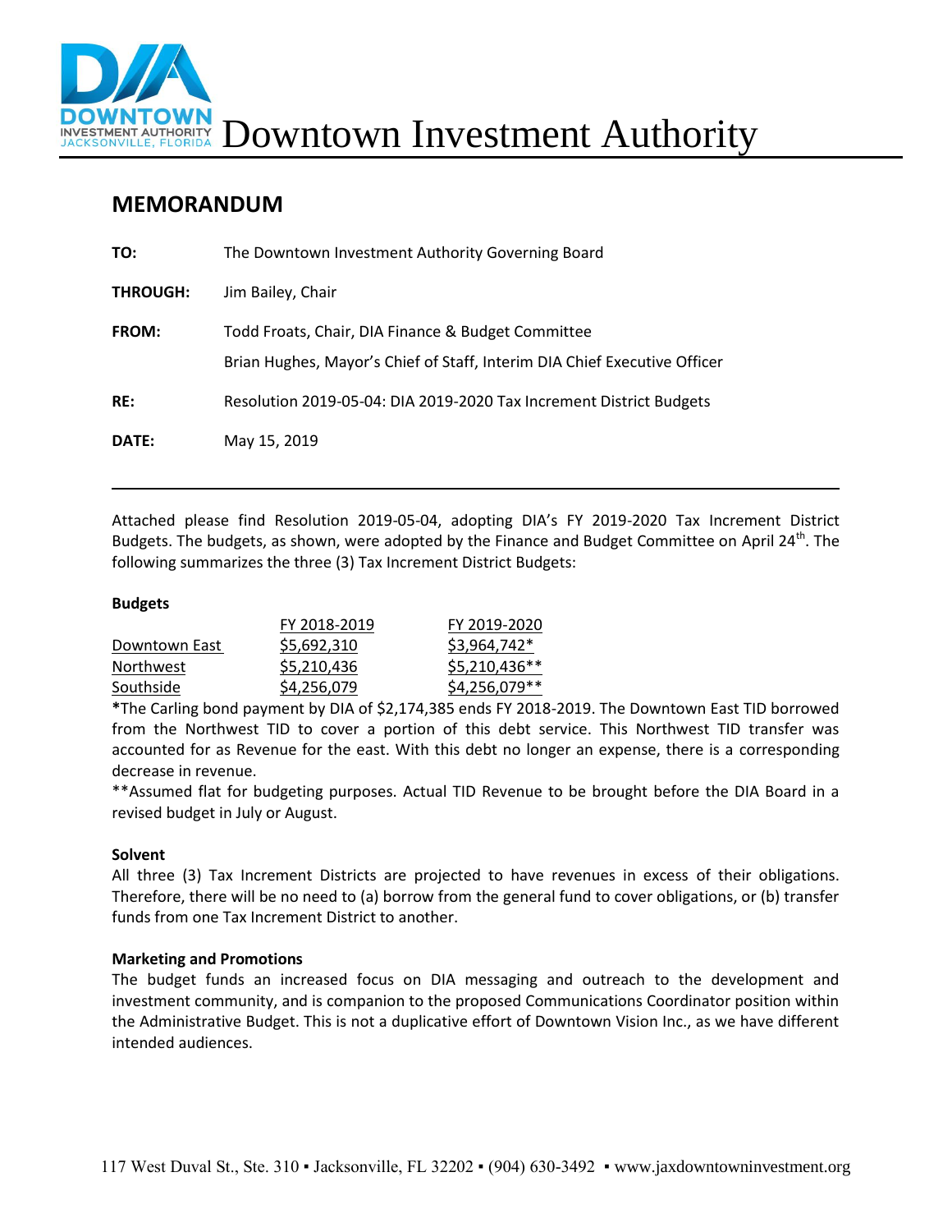# Downtown Investment Authority

## MEMORANDUM

**TO:** The Downtown Investment Authority Governing Board

**THROUGH:** Jim Bailey, Chair

**FROM:** Todd Froats, Chair, DIA Finance & Budget Committee
Brian Hughes, Mayor's Chief of Staff, Interim DIA Chief Executive Officer

**RE:** Resolution 2019-05-04: DIA 2019-2020 Tax Increment District Budgets

**DATE:** May 15, 2019

---

Attached please find Resolution 2019-05-04, adopting DIA's FY 2019-2020 Tax Increment District Budgets. The budgets, as shown, were adopted by the Finance and Budget Committee on April 24th. The following summarizes the three (3) Tax Increment District Budgets:

**Budgets**

| | FY 2018-2019 | FY 2019-2020 |
|---|---|---|
| Downtown East | $5,692,310 | $3,964,742* |
| Northwest | $5,210,436 | $5,210,436** |
| Southside | $4,256,079 | $4,256,079** |

*The Carling bond payment by DIA of $2,174,385 ends FY 2018-2019. The Downtown East TID borrowed from the Northwest TID to cover a portion of this debt service. This Northwest TID transfer was accounted for as Revenue for the east. With this debt no longer an expense, there is a corresponding decrease in revenue.

**Assumed flat for budgeting purposes. Actual TID Revenue to be brought before the DIA Board in a revised budget in July or August.

**Solvent**

All three (3) Tax Increment Districts are projected to have revenues in excess of their obligations. Therefore, there will be no need to (a) borrow from the general fund to cover obligations, or (b) transfer funds from one Tax Increment District to another.

**Marketing and Promotions**

The budget funds an increased focus on DIA messaging and outreach to the development and investment community, and is companion to the proposed Communications Coordinator position within the Administrative Budget. This is not a duplicative effort of Downtown Vision Inc., as we have different intended audiences.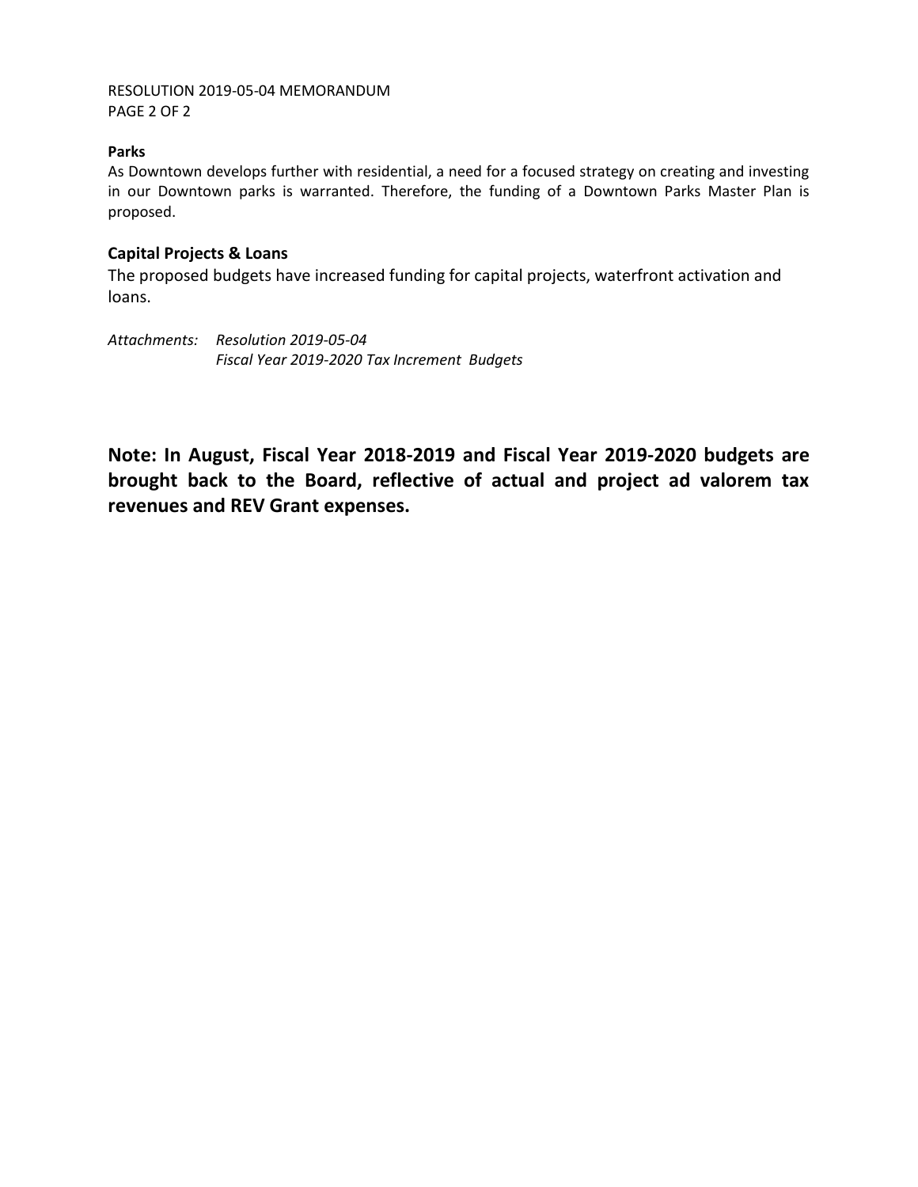**Parks**

As Downtown develops further with residential, a need for a focused strategy on creating and investing in our Downtown parks is warranted. Therefore, the funding of a Downtown Parks Master Plan is proposed.

**Capital Projects & Loans**

The proposed budgets have increased funding for capital projects, waterfront activation and loans.

*Attachments: Resolution 2019-05-04*
*Fiscal Year 2019-2020 Tax Increment Budgets*

**Note: In August, Fiscal Year 2018-2019 and Fiscal Year 2019-2020 budgets are brought back to the Board, reflective of actual and project ad valorem tax revenues and REV Grant expenses.**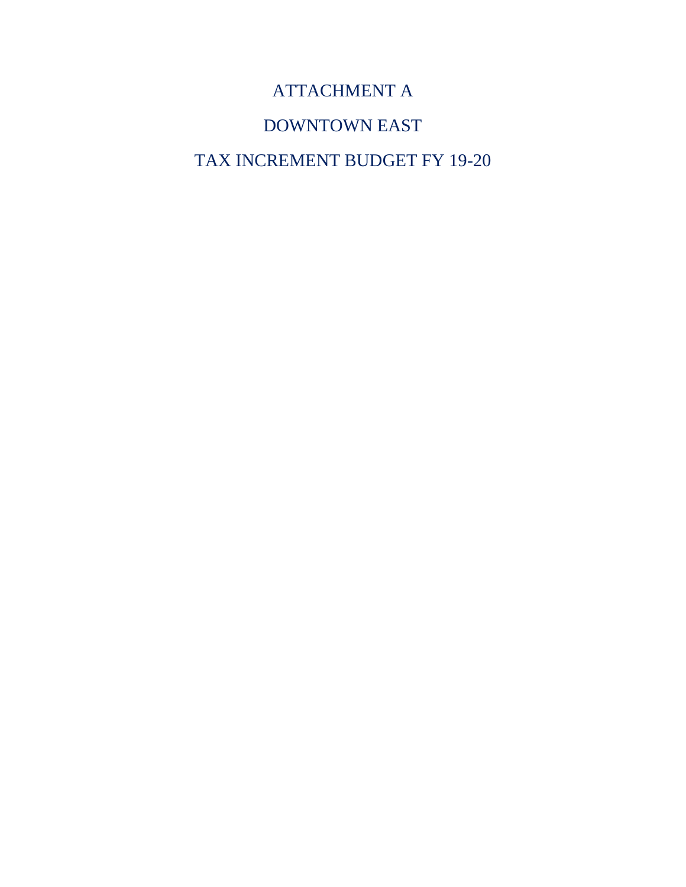# ATTACHMENT A

# DOWNTOWN EAST

# TAX INCREMENT BUDGET FY 19-20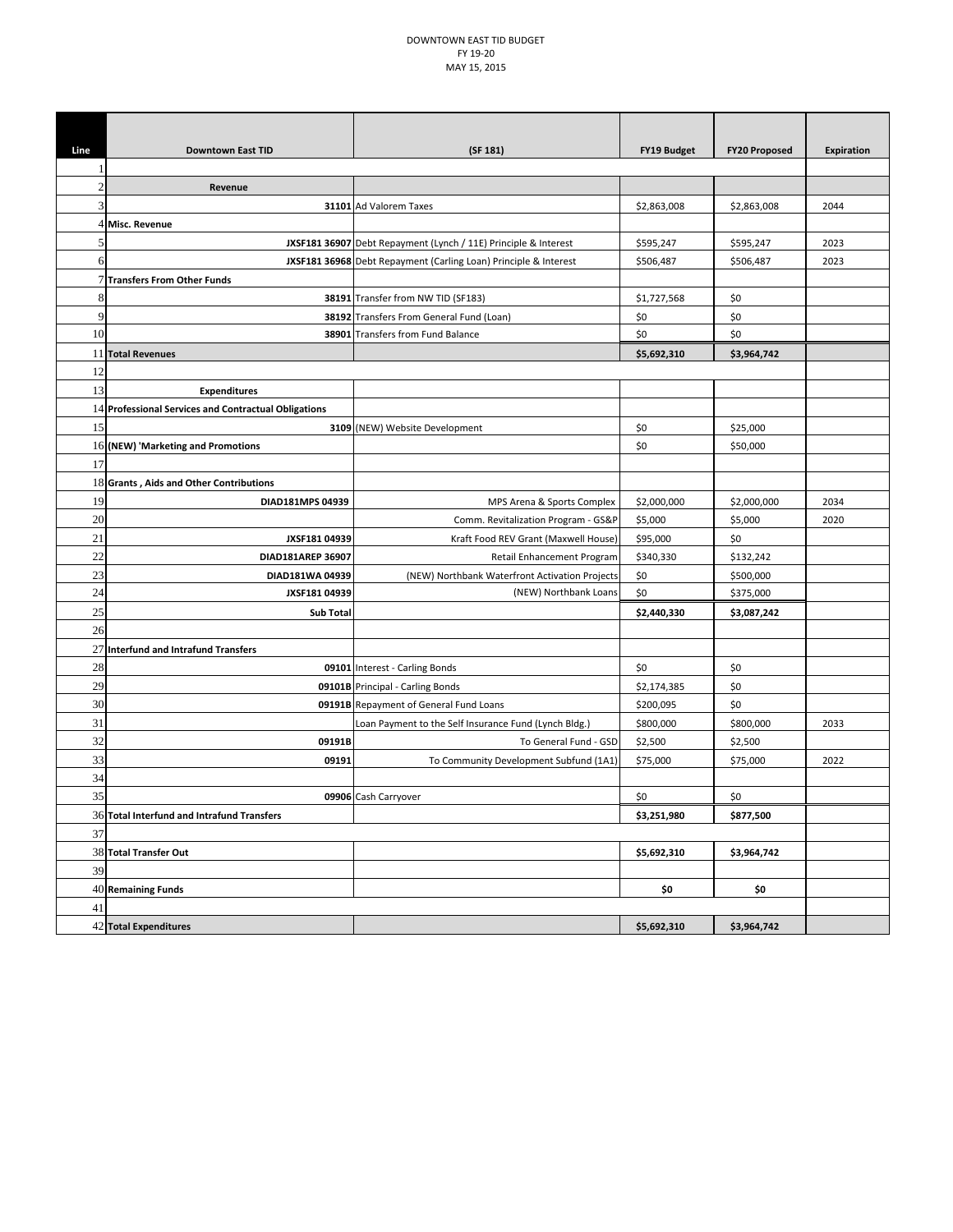DOWNTOWN EAST TID BUDGET
FY 19-20
MAY 15, 2015

| Line | Downtown East TID | (SF 181) | FY19 Budget | FY20 Proposed | Expiration |
|---|---|---|---|---|---|
| 1 | | | | | |
| 2 | **Revenue** | | | | |
| 3 | **31101** | Ad Valorem Taxes | $2,863,008 | $2,863,008 | 2044 |
| 4 | **Misc. Revenue** | | | | |
| 5 | **JXSF181 36907** | Debt Repayment (Lynch / 11E) Principle & Interest | $595,247 | $595,247 | 2023 |
| 6 | **JXSF181 36968** | Debt Repayment (Carling Loan) Principle & Interest | $506,487 | $506,487 | 2023 |
| 7 | **Transfers From Other Funds** | | | | |
| 8 | **38191** | Transfer from NW TID (SF183) | $1,727,568 | $0 | |
| 9 | **38192** | Transfers From General Fund (Loan) | $0 | $0 | |
| 10 | **38901** | Transfers from Fund Balance | $0 | $0 | |
| 11 | **Total Revenues** | | **$5,692,310** | **$3,964,742** | |
| 12 | | | | | |
| 13 | **Expenditures** | | | | |
| 14 | **Professional Services and Contractual Obligations** | | | | |
| 15 | **3109** | (NEW) Website Development | $0 | $25,000 | |
| 16 | **(NEW) 'Marketing and Promotions** | | $0 | $50,000 | |
| 17 | | | | | |
| 18 | **Grants , Aids and Other Contributions** | | | | |
| 19 | **DIAD181MPS 04939** | MPS Arena & Sports Complex | $2,000,000 | $2,000,000 | 2034 |
| 20 | | Comm. Revitalization Program - GS&P | $5,000 | $5,000 | 2020 |
| 21 | **JXSF181 04939** | Kraft Food REV Grant (Maxwell House) | $95,000 | $0 | |
| 22 | **DIAD181AREP 36907** | Retail Enhancement Program | $340,330 | $132,242 | |
| 23 | **DIAD181WA 04939** | (NEW) Northbank Waterfront Activation Projects | $0 | $500,000 | |
| 24 | **JXSF181 04939** | (NEW) Northbank Loans | $0 | $375,000 | |
| 25 | **Sub Total** | | **$2,440,330** | **$3,087,242** | |
| 26 | | | | | |
| 27 | **Interfund and Intrafund Transfers** | | | | |
| 28 | **09101** | Interest - Carling Bonds | $0 | $0 | |
| 29 | **09101B** | Principal - Carling Bonds | $2,174,385 | $0 | |
| 30 | **09191B** | Repayment of General Fund Loans | $200,095 | $0 | |
| 31 | | Loan Payment to the Self Insurance Fund (Lynch Bldg.) | $800,000 | $800,000 | 2033 |
| 32 | **09191B** | To General Fund - GSD | $2,500 | $2,500 | |
| 33 | **09191** | To Community Development Subfund (1A1) | $75,000 | $75,000 | 2022 |
| 34 | | | | | |
| 35 | **09906** | Cash Carryover | $0 | $0 | |
| 36 | **Total Interfund and Intrafund Transfers** | | **$3,251,980** | **$877,500** | |
| 37 | | | | | |
| 38 | **Total Transfer Out** | | **$5,692,310** | **$3,964,742** | |
| 39 | | | | | |
| 40 | **Remaining Funds** | | **$0** | **$0** | |
| 41 | | | | | |
| 42 | **Total Expenditures** | | **$5,692,310** | **$3,964,742** | |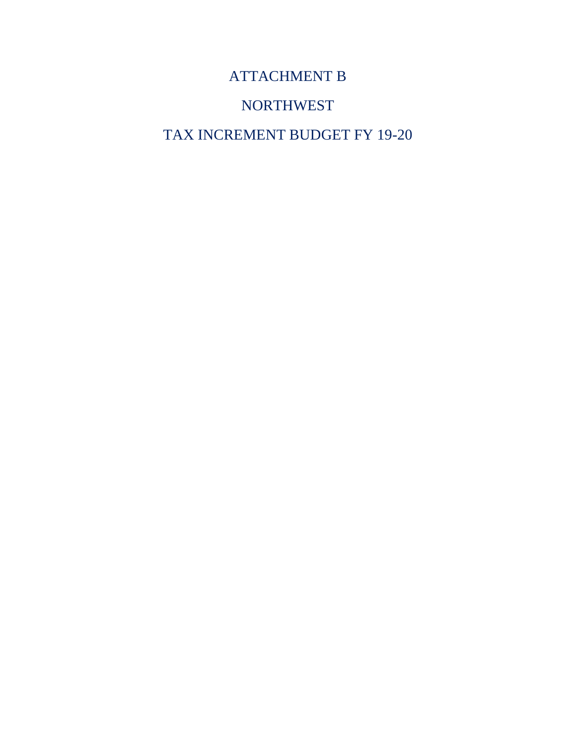# ATTACHMENT B

# NORTHWEST

# TAX INCREMENT BUDGET FY 19-20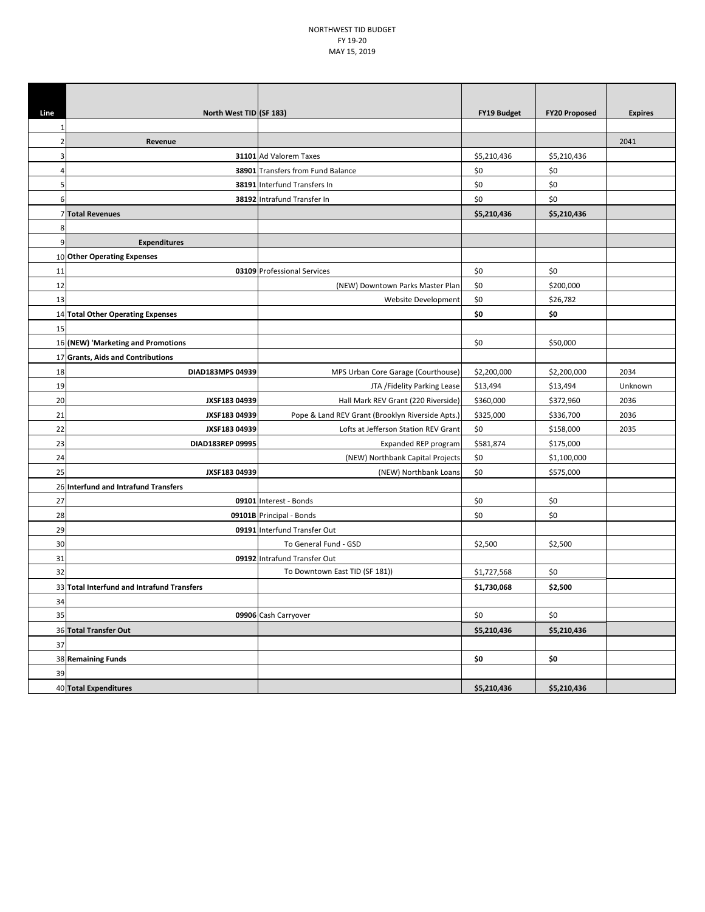NORTHWEST TID BUDGET
FY 19-20
MAY 15, 2019

| Line | North West TID | (SF 183) | FY19 Budget | FY20 Proposed | Expires |
|---|---|---|---|---|---|
| 1 | | | | | |
| 2 | **Revenue** | | | | 2041 |
| 3 | | **31101** Ad Valorem Taxes | $5,210,436 | $5,210,436 | |
| 4 | | **38901** Transfers from Fund Balance | $0 | $0 | |
| 5 | | **38191** Interfund Transfers In | $0 | $0 | |
| 6 | | **38192** Intrafund Transfer In | $0 | $0 | |
| 7 | **Total Revenues** | | **$5,210,436** | **$5,210,436** | |
| 8 | | | | | |
| 9 | **Expenditures** | | | | |
| 10 | **Other Operating Expenses** | | | | |
| 11 | | **03109** Professional Services | $0 | $0 | |
| 12 | | (NEW) Downtown Parks Master Plan | $0 | $200,000 | |
| 13 | | Website Development | $0 | $26,782 | |
| 14 | **Total Other Operating Expenses** | | **$0** | **$0** | |
| 15 | | | | | |
| 16 | **(NEW) 'Marketing and Promotions** | | $0 | $50,000 | |
| 17 | **Grants, Aids and Contributions** | | | | |
| 18 | **DIAD183MPS 04939** | MPS Urban Core Garage (Courthouse) | $2,200,000 | $2,200,000 | 2034 |
| 19 | | JTA /Fidelity Parking Lease | $13,494 | $13,494 | Unknown |
| 20 | **JXSF183 04939** | Hall Mark REV Grant (220 Riverside) | $360,000 | $372,960 | 2036 |
| 21 | **JXSF183 04939** | Pope & Land REV Grant (Brooklyn Riverside Apts.) | $325,000 | $336,700 | 2036 |
| 22 | **JXSF183 04939** | Lofts at Jefferson Station REV Grant | $0 | $158,000 | 2035 |
| 23 | **DIAD183REP 09995** | Expanded REP program | $581,874 | $175,000 | |
| 24 | | (NEW) Northbank Capital Projects | $0 | $1,100,000 | |
| 25 | **JXSF183 04939** | (NEW) Northbank Loans | $0 | $575,000 | |
| 26 | **Interfund and Intrafund Transfers** | | | | |
| 27 | | **09101** Interest - Bonds | $0 | $0 | |
| 28 | | **09101B** Principal - Bonds | $0 | $0 | |
| 29 | | **09191** Interfund Transfer Out | | | |
| 30 | | To General Fund - GSD | $2,500 | $2,500 | |
| 31 | | **09192** Intrafund Transfer Out | | | |
| 32 | | To Downtown East TID (SF 181)) | $1,727,568 | $0 | |
| 33 | **Total Interfund and Intrafund Transfers** | | **$1,730,068** | **$2,500** | |
| 34 | | | | | |
| 35 | | **09906** Cash Carryover | $0 | $0 | |
| 36 | **Total Transfer Out** | | **$5,210,436** | **$5,210,436** | |
| 37 | | | | | |
| 38 | **Remaining Funds** | | **$0** | **$0** | |
| 39 | | | | | |
| 40 | **Total Expenditures** | | **$5,210,436** | **$5,210,436** | |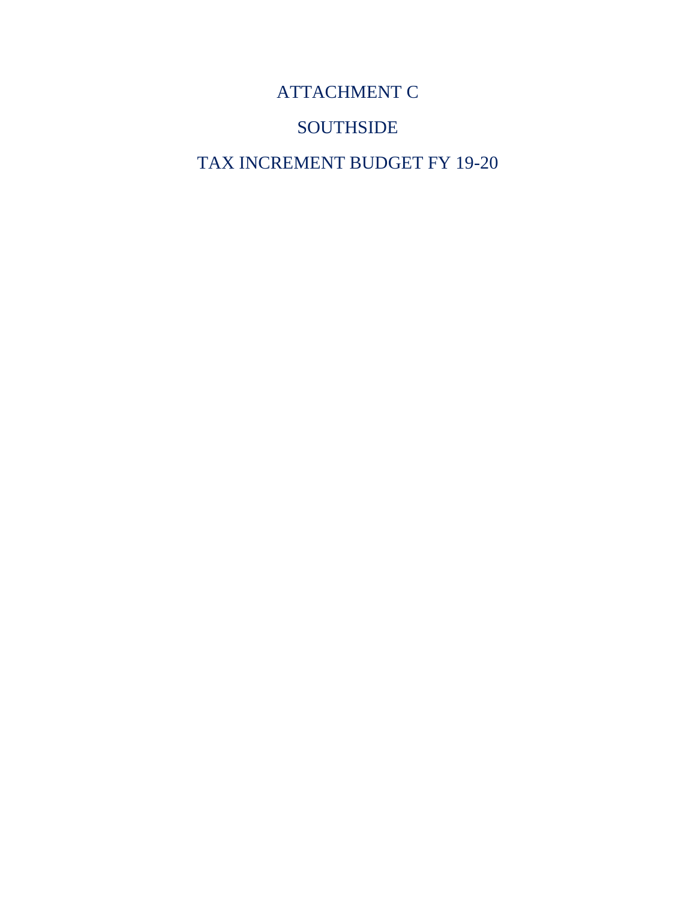# ATTACHMENT C

# SOUTHSIDE

# TAX INCREMENT BUDGET FY 19-20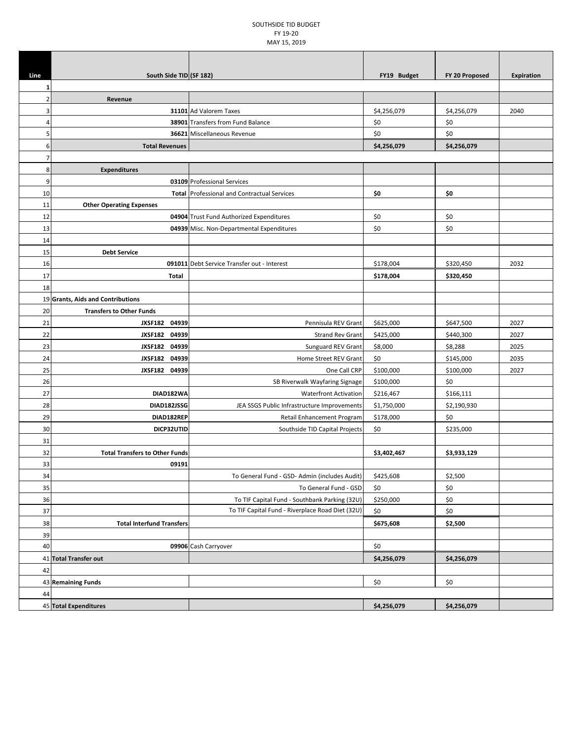SOUTHSIDE TID BUDGET
FY 19-20
MAY 15, 2019

| Line | South Side TID | (SF 182) | FY19 Budget | FY 20 Proposed | Expiration |
|---|---|---|---|---|---|
| 1 | | | | | |
| 2 | **Revenue** | | | | |
| 3 | **31101** | Ad Valorem Taxes | $4,256,079 | $4,256,079 | 2040 |
| 4 | **38901** | Transfers from Fund Balance | $0 | $0 | |
| 5 | **36621** | Miscellaneous Revenue | $0 | $0 | |
| 6 | **Total Revenues** | | **$4,256,079** | **$4,256,079** | |
| 7 | | | | | |
| 8 | **Expenditures** | | | | |
| 9 | **03109** | Professional Services | | | |
| 10 | **Total** | Professional and Contractual Services | **$0** | **$0** | |
| 11 | **Other Operating Expenses** | | | | |
| 12 | **04904** | Trust Fund Authorized Expenditures | $0 | $0 | |
| 13 | **04939** | Misc. Non-Departmental Expenditures | $0 | $0 | |
| 14 | | | | | |
| 15 | **Debt Service** | | | | |
| 16 | **091011** | Debt Service Transfer out - Interest | $178,004 | $320,450 | 2032 |
| 17 | **Total** | | **$178,004** | **$320,450** | |
| 18 | | | | | |
| 19 | **Grants, Aids and Contributions** | | | | |
| 20 | **Transfers to Other Funds** | | | | |
| 21 | **JXSF182 04939** | Pennisula REV Grant | $625,000 | $647,500 | 2027 |
| 22 | **JXSF182 04939** | Strand Rev Grant | $425,000 | $440,300 | 2027 |
| 23 | **JXSF182 04939** | Sunguard REV Grant | $8,000 | $8,288 | 2025 |
| 24 | **JXSF182 04939** | Home Street REV Grant | $0 | $145,000 | 2035 |
| 25 | **JXSF182 04939** | One Call CRP | $100,000 | $100,000 | 2027 |
| 26 | | SB Riverwalk Wayfaring Signage | $100,000 | $0 | |
| 27 | **DIAD182WA** | Waterfront Activation | $216,467 | $166,111 | |
| 28 | **DIAD182JSSG** | JEA SSGS Public Infrastructure Improvements | $1,750,000 | $2,190,930 | |
| 29 | **DIAD182REP** | Retail Enhancement Program | $178,000 | $0 | |
| 30 | **DICP32UTID** | Southside TID Capital Projects | $0 | $235,000 | |
| 31 | | | | | |
| 32 | **Total Transfers to Other Funds** | | **$3,402,467** | **$3,933,129** | |
| 33 | **09191** | | | | |
| 34 | | To General Fund - GSD- Admin (includes Audit) | $425,608 | $2,500 | |
| 35 | | To General Fund - GSD | $0 | $0 | |
| 36 | | To TIF Capital Fund - Southbank Parking (32U) | $250,000 | $0 | |
| 37 | | To TIF Capital Fund - Riverplace Road Diet (32U) | $0 | $0 | |
| 38 | **Total Interfund Transfers** | | **$675,608** | **$2,500** | |
| 39 | | | | | |
| 40 | **09906** | Cash Carryover | $0 | | |
| 41 | **Total Transfer out** | | **$4,256,079** | **$4,256,079** | |
| 42 | | | | | |
| 43 | **Remaining Funds** | | $0 | $0 | |
| 44 | | | | | |
| 45 | **Total Expenditures** | | **$4,256,079** | **$4,256,079** | |